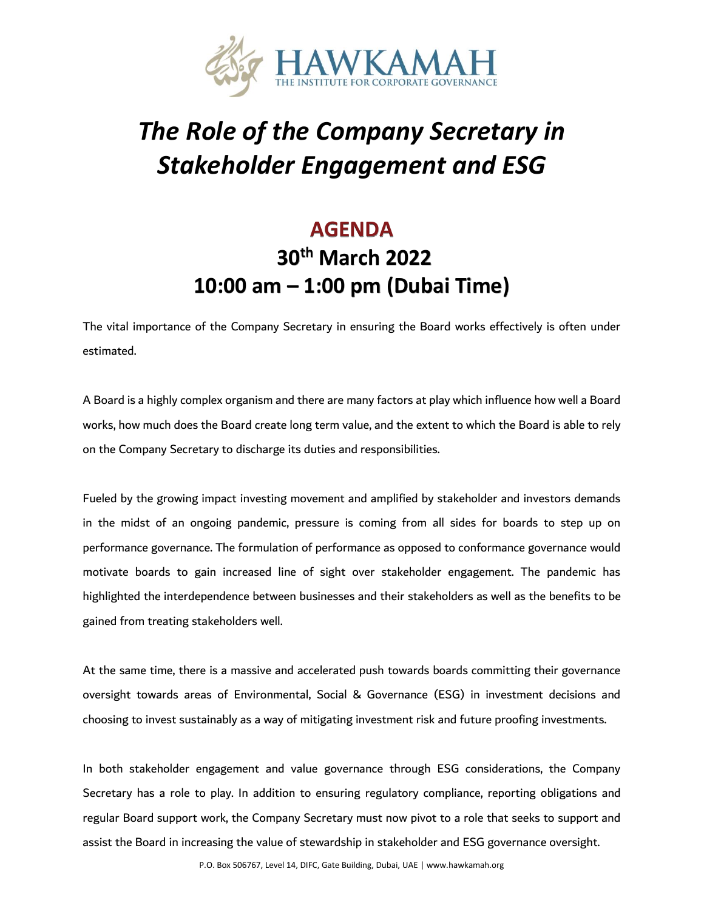HAWKAMAH
THE INSTITUTE FOR CORPORATE GOVERNANCE

# *The Role of the Company Secretary in Stakeholder Engagement and ESG*

## AGENDA

## 30th March 2022

## 10:00 am – 1:00 pm (Dubai Time)

The vital importance of the Company Secretary in ensuring the Board works effectively is often under estimated.

A Board is a highly complex organism and there are many factors at play which influence how well a Board works, how much does the Board create long term value, and the extent to which the Board is able to rely on the Company Secretary to discharge its duties and responsibilities.

Fueled by the growing impact investing movement and amplified by stakeholder and investors demands in the midst of an ongoing pandemic, pressure is coming from all sides for boards to step up on performance governance. The formulation of performance as opposed to conformance governance would motivate boards to gain increased line of sight over stakeholder engagement. The pandemic has highlighted the interdependence between businesses and their stakeholders as well as the benefits to be gained from treating stakeholders well.

At the same time, there is a massive and accelerated push towards boards committing their governance oversight towards areas of Environmental, Social & Governance (ESG) in investment decisions and choosing to invest sustainably as a way of mitigating investment risk and future proofing investments.

In both stakeholder engagement and value governance through ESG considerations, the Company Secretary has a role to play. In addition to ensuring regulatory compliance, reporting obligations and regular Board support work, the Company Secretary must now pivot to a role that seeks to support and assist the Board in increasing the value of stewardship in stakeholder and ESG governance oversight.

P.O. Box 506767, Level 14, DIFC, Gate Building, Dubai, UAE | www.hawkamah.org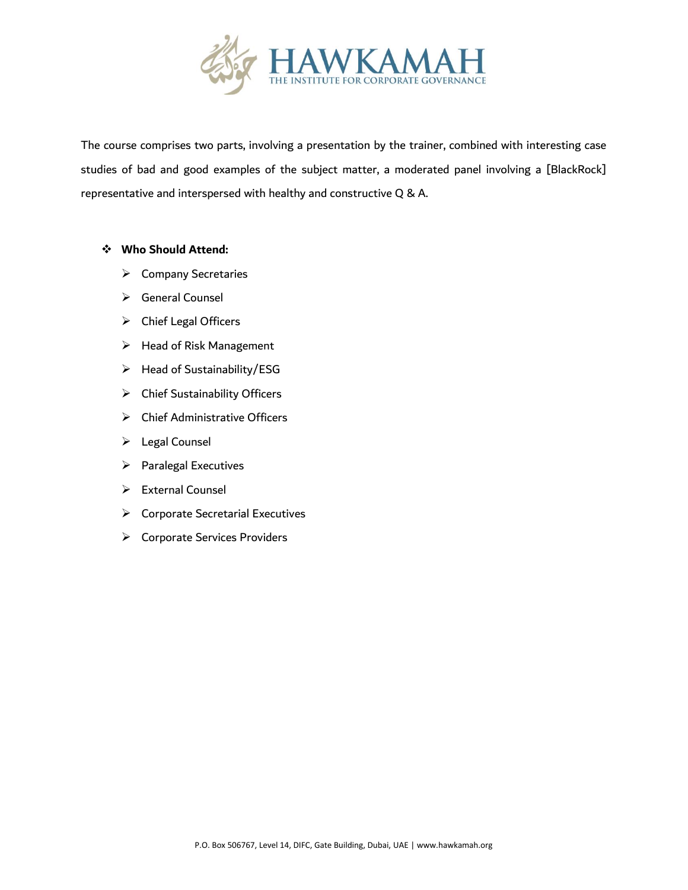The course comprises two parts, involving a presentation by the trainer, combined with interesting case studies of bad and good examples of the subject matter, a moderated panel involving a [BlackRock] representative and interspersed with healthy and constructive Q & A.

- **Who Should Attend:**
  - Company Secretaries
  - General Counsel
  - Chief Legal Officers
  - Head of Risk Management
  - Head of Sustainability/ESG
  - Chief Sustainability Officers
  - Chief Administrative Officers
  - Legal Counsel
  - Paralegal Executives
  - External Counsel
  - Corporate Secretarial Executives
  - Corporate Services Providers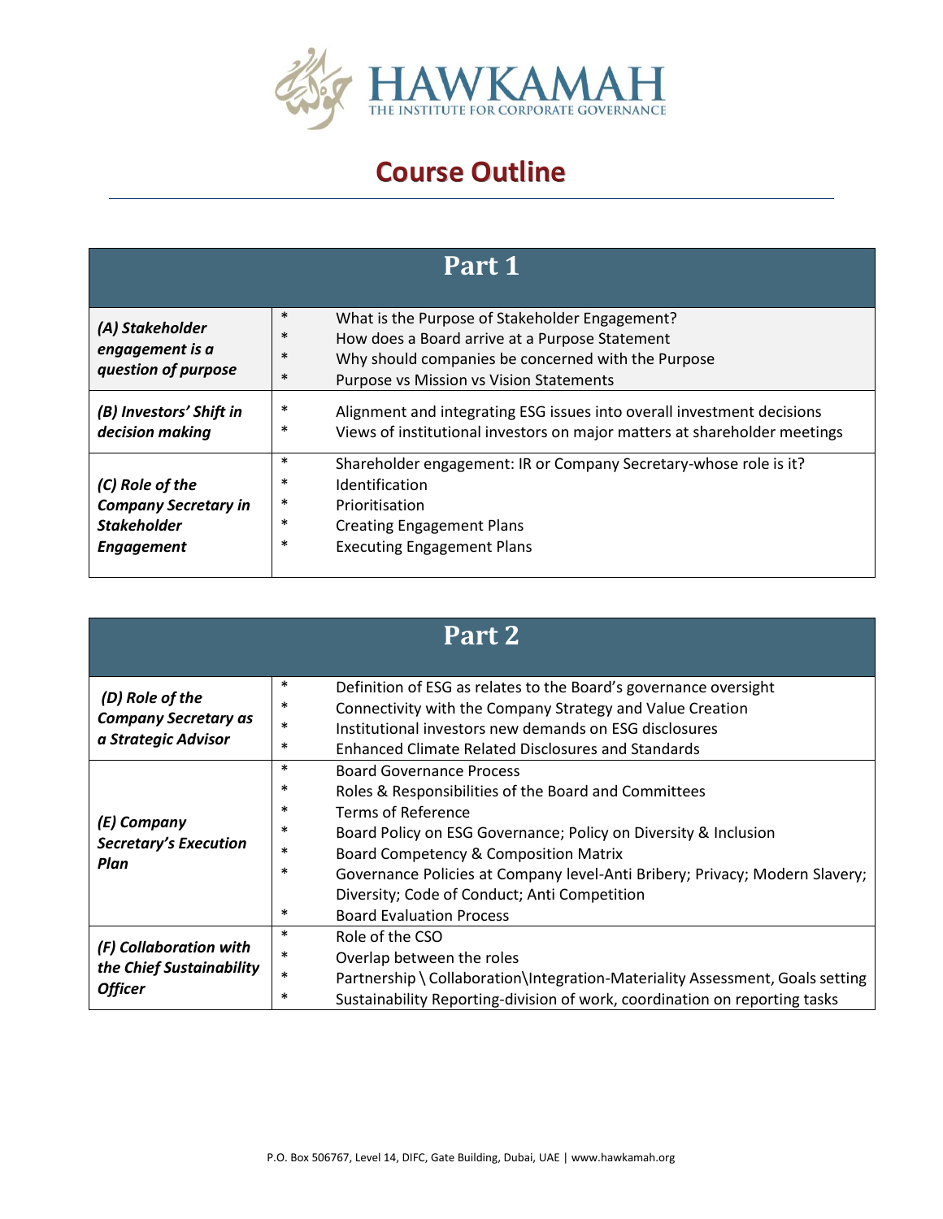# Course Outline

| Part 1 | |
|---|---|
| ***(A) Stakeholder engagement is a question of purpose*** | * What is the Purpose of Stakeholder Engagement?<br>* How does a Board arrive at a Purpose Statement<br>* Why should companies be concerned with the Purpose<br>* Purpose vs Mission vs Vision Statements |
| ***(B) Investors' Shift in decision making*** | * Alignment and integrating ESG issues into overall investment decisions<br>* Views of institutional investors on major matters at shareholder meetings |
| ***(C) Role of the Company Secretary in Stakeholder Engagement*** | * Shareholder engagement: IR or Company Secretary-whose role is it?<br>* Identification<br>* Prioritisation<br>* Creating Engagement Plans<br>* Executing Engagement Plans |

| Part 2 | |
|---|---|
| ***(D) Role of the Company Secretary as a Strategic Advisor*** | * Definition of ESG as relates to the Board's governance oversight<br>* Connectivity with the Company Strategy and Value Creation<br>* Institutional investors new demands on ESG disclosures<br>* Enhanced Climate Related Disclosures and Standards |
| ***(E) Company Secretary's Execution Plan*** | * Board Governance Process<br>* Roles & Responsibilities of the Board and Committees<br>* Terms of Reference<br>* Board Policy on ESG Governance; Policy on Diversity & Inclusion<br>* Board Competency & Composition Matrix<br>* Governance Policies at Company level-Anti Bribery; Privacy; Modern Slavery; Diversity; Code of Conduct; Anti Competition<br>* Board Evaluation Process |
| ***(F) Collaboration with the Chief Sustainability Officer*** | * Role of the CSO<br>* Overlap between the roles<br>* Partnership \ Collaboration\Integration-Materiality Assessment, Goals setting<br>* Sustainability Reporting-division of work, coordination on reporting tasks |

P.O. Box 506767, Level 14, DIFC, Gate Building, Dubai, UAE | www.hawkamah.org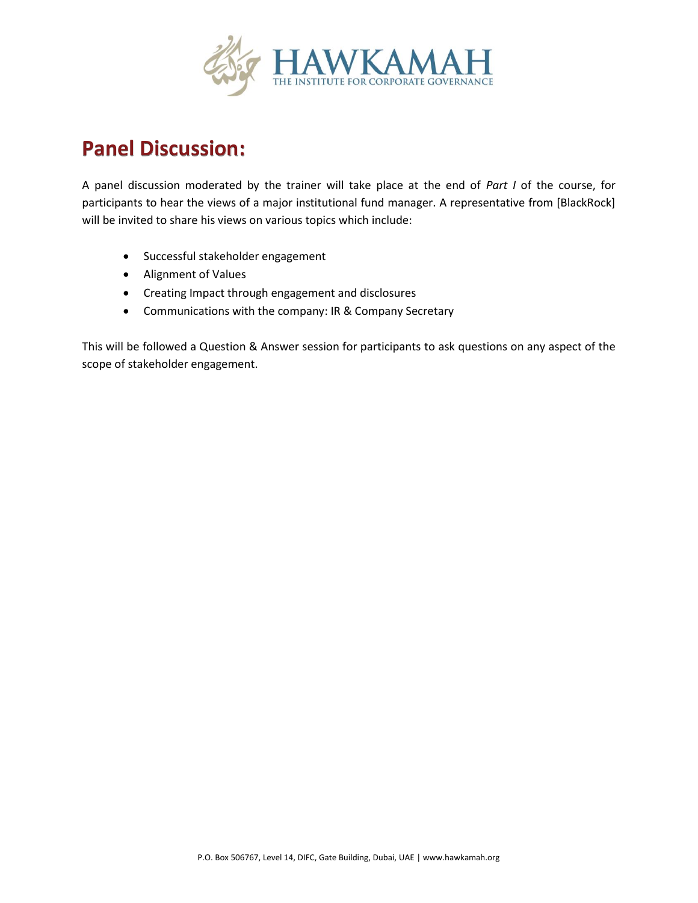## Panel Discussion:

A panel discussion moderated by the trainer will take place at the end of *Part I* of the course, for participants to hear the views of a major institutional fund manager. A representative from [BlackRock] will be invited to share his views on various topics which include:

- Successful stakeholder engagement
- Alignment of Values
- Creating Impact through engagement and disclosures
- Communications with the company: IR & Company Secretary

This will be followed a Question & Answer session for participants to ask questions on any aspect of the scope of stakeholder engagement.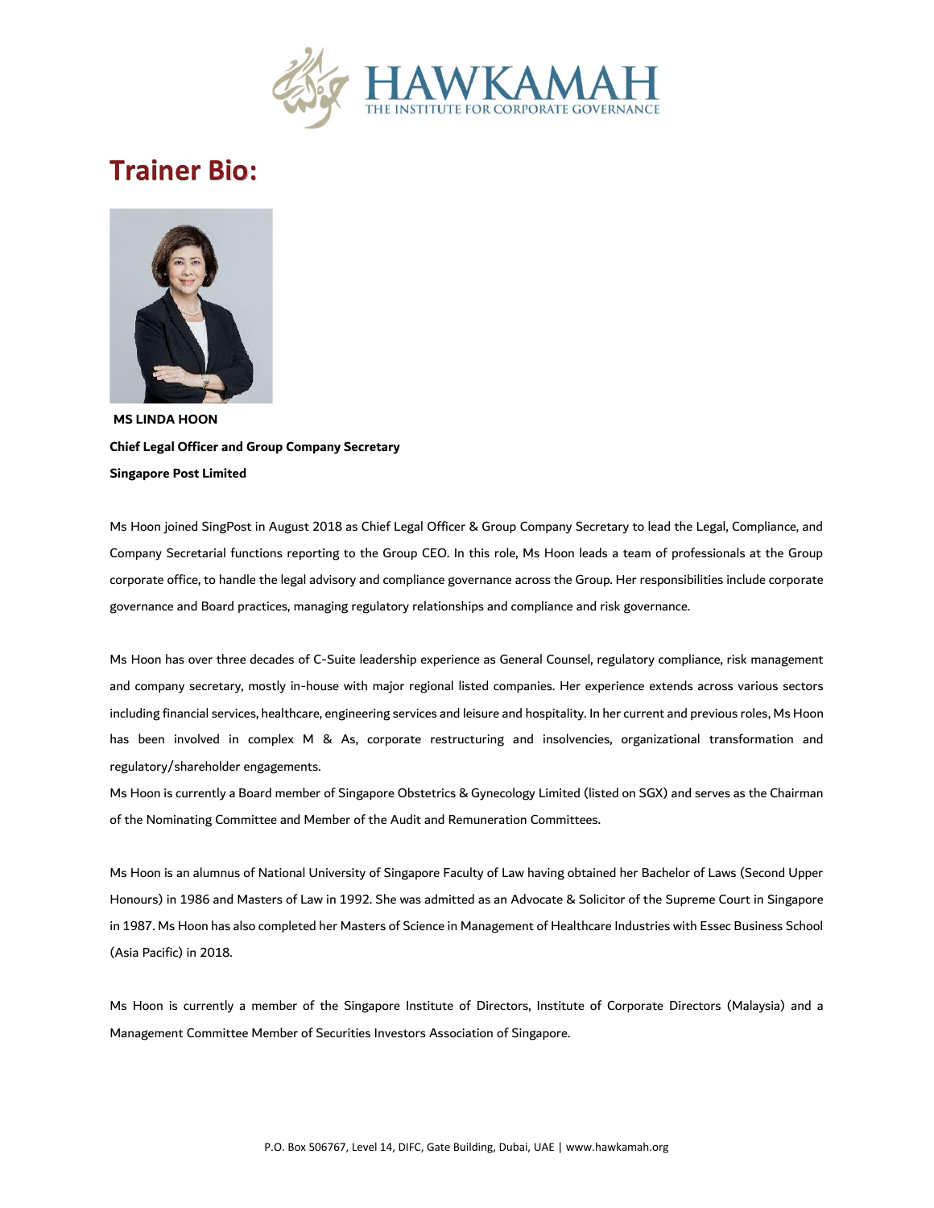# Trainer Bio:

**MS LINDA HOON**

**Chief Legal Officer and Group Company Secretary**

**Singapore Post Limited**

Ms Hoon joined SingPost in August 2018 as Chief Legal Officer & Group Company Secretary to lead the Legal, Compliance, and Company Secretarial functions reporting to the Group CEO. In this role, Ms Hoon leads a team of professionals at the Group corporate office, to handle the legal advisory and compliance governance across the Group. Her responsibilities include corporate governance and Board practices, managing regulatory relationships and compliance and risk governance.

Ms Hoon has over three decades of C-Suite leadership experience as General Counsel, regulatory compliance, risk management and company secretary, mostly in-house with major regional listed companies. Her experience extends across various sectors including financial services, healthcare, engineering services and leisure and hospitality. In her current and previous roles, Ms Hoon has been involved in complex M & As, corporate restructuring and insolvencies, organizational transformation and regulatory/shareholder engagements.

Ms Hoon is currently a Board member of Singapore Obstetrics & Gynecology Limited (listed on SGX) and serves as the Chairman of the Nominating Committee and Member of the Audit and Remuneration Committees.

Ms Hoon is an alumnus of National University of Singapore Faculty of Law having obtained her Bachelor of Laws (Second Upper Honours) in 1986 and Masters of Law in 1992. She was admitted as an Advocate & Solicitor of the Supreme Court in Singapore in 1987. Ms Hoon has also completed her Masters of Science in Management of Healthcare Industries with Essec Business School (Asia Pacific) in 2018.

Ms Hoon is currently a member of the Singapore Institute of Directors, Institute of Corporate Directors (Malaysia) and a Management Committee Member of Securities Investors Association of Singapore.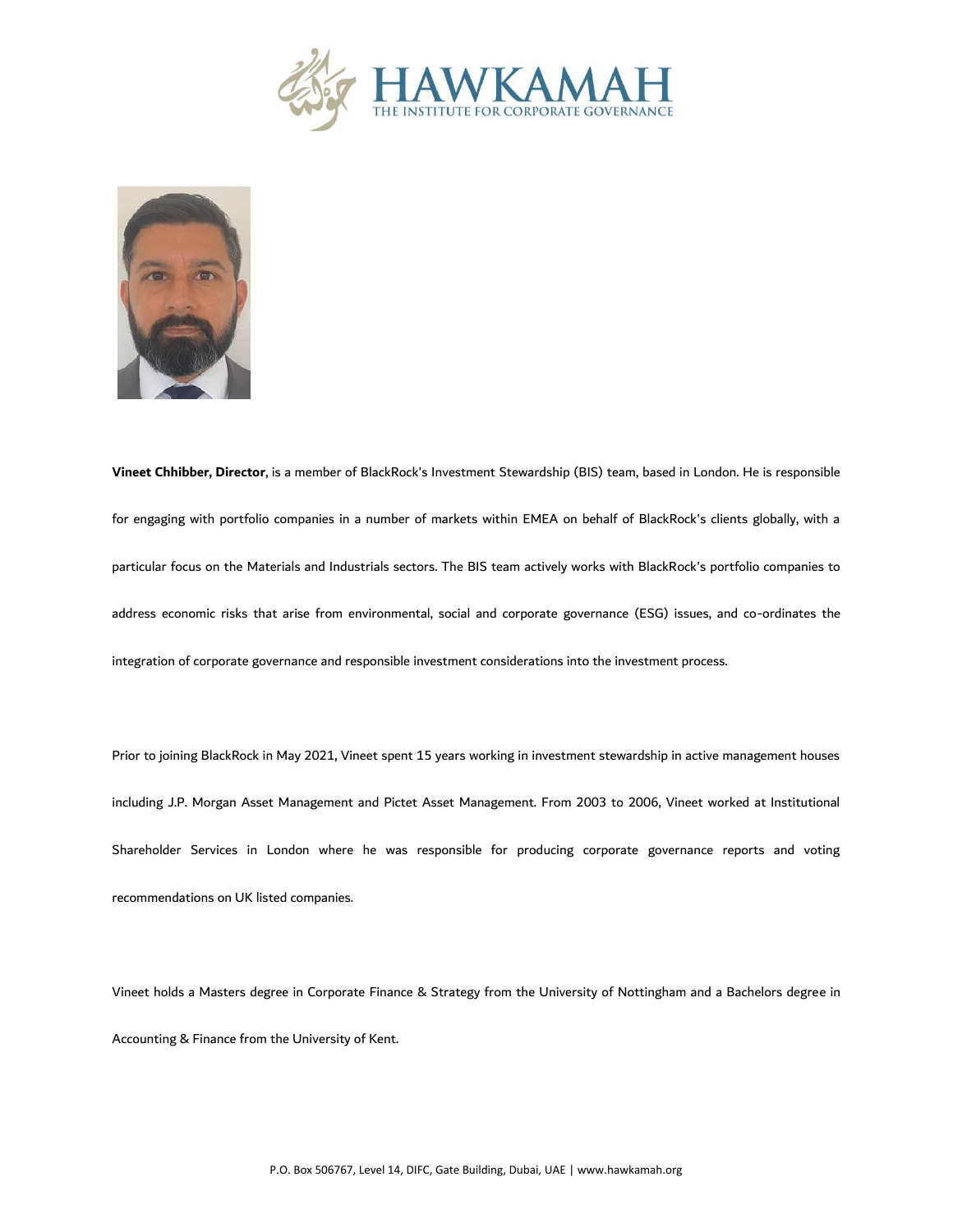**Vineet Chhibber, Director**, is a member of BlackRock's Investment Stewardship (BIS) team, based in London. He is responsible for engaging with portfolio companies in a number of markets within EMEA on behalf of BlackRock's clients globally, with a particular focus on the Materials and Industrials sectors. The BIS team actively works with BlackRock's portfolio companies to address economic risks that arise from environmental, social and corporate governance (ESG) issues, and co-ordinates the integration of corporate governance and responsible investment considerations into the investment process.

Prior to joining BlackRock in May 2021, Vineet spent 15 years working in investment stewardship in active management houses including J.P. Morgan Asset Management and Pictet Asset Management. From 2003 to 2006, Vineet worked at Institutional Shareholder Services in London where he was responsible for producing corporate governance reports and voting recommendations on UK listed companies.

Vineet holds a Masters degree in Corporate Finance & Strategy from the University of Nottingham and a Bachelors degree in Accounting & Finance from the University of Kent.